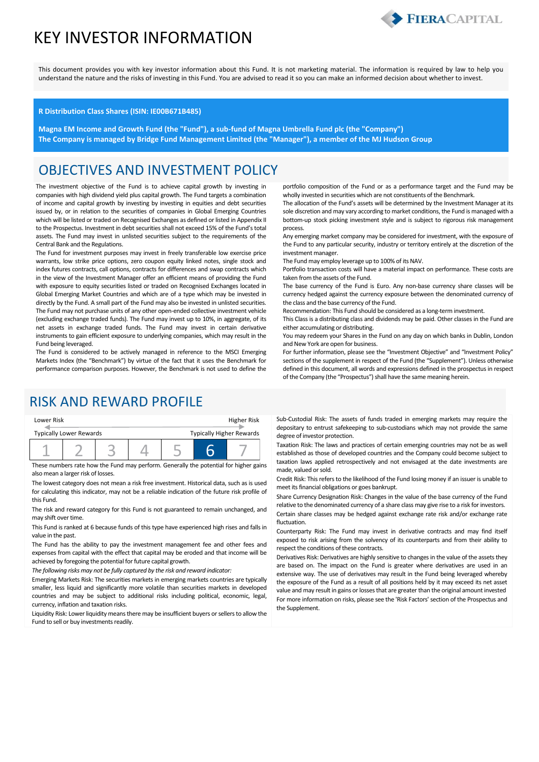# KEY INVESTOR INFORMATION

This document provides you with key investor information about this Fund. It is not marketing material. The information is required by law to help you understand the nature and the risks of investing in this Fund. You are advised to read it so you can make an informed decision about whether to invest.

**R Distribution Class Shares (ISIN: IE00B671B485)**

**Magna EM Income and Growth Fund (the "Fund"), a sub-fund of Magna Umbrella Fund plc (the "Company")**
**The Company is managed by Bridge Fund Management Limited (the "Manager"), a member of the MJ Hudson Group**

## OBJECTIVES AND INVESTMENT POLICY

The investment objective of the Fund is to achieve capital growth by investing in companies with high dividend yield plus capital growth. The Fund targets a combination of income and capital growth by investing in equities and debt securities issued by, or in relation to the securities of companies in Global Emerging Countries which will be listed or traded on Recognised Exchanges as defined or listed in Appendix II to the Prospectus. Investment in debt securities shall not exceed 15% of the Fund's total assets. The Fund may invest in unlisted securities subject to the requirements of the Central Bank and the Regulations.

The Fund for investment purposes may invest in freely transferable low exercise price warrants, low strike price options, zero coupon equity linked notes, single stock and index futures contracts, call options, contracts for differences and swap contracts which in the view of the Investment Manager offer an efficient means of providing the Fund with exposure to equity securities listed or traded on Recognised Exchanges located in Global Emerging Market Countries and which are of a type which may be invested in directly by the Fund. A small part of the Fund may also be invested in unlisted securities.

The Fund may not purchase units of any other open-ended collective investment vehicle (excluding exchange traded funds). The Fund may invest up to 10%, in aggregate, of its net assets in exchange traded funds. The Fund may invest in certain derivative instruments to gain efficient exposure to underlying companies, which may result in the Fund being leveraged.

The Fund is considered to be actively managed in reference to the MSCI Emerging Markets Index (the "Benchmark") by virtue of the fact that it uses the Benchmark for performance comparison purposes. However, the Benchmark is not used to define the portfolio composition of the Fund or as a performance target and the Fund may be wholly invested in securities which are not constituents of the Benchmark.

The allocation of the Fund's assets will be determined by the Investment Manager at its sole discretion and may vary according to market conditions, the Fund is managed with a bottom-up stock picking investment style and is subject to rigorous risk management process.

Any emerging market company may be considered for investment, with the exposure of the Fund to any particular security, industry or territory entirely at the discretion of the investment manager.

The Fund may employ leverage up to 100% of its NAV.

Portfolio transaction costs will have a material impact on performance. These costs are taken from the assets of the Fund.

The base currency of the Fund is Euro. Any non-base currency share classes will be currency hedged against the currency exposure between the denominated currency of the class and the base currency of the Fund.

Recommendation: This Fund should be considered as a long-term investment.

This Class is a distributing class and dividends may be paid. Other classes in the Fund are either accumulating or distributing.

You may redeem your Shares in the Fund on any day on which banks in Dublin, London and New York are open for business.

For further information, please see the "Investment Objective" and "Investment Policy" sections of the supplement in respect of the Fund (the "Supplement"). Unless otherwise defined in this document, all words and expressions defined in the prospectus in respect of the Company (the "Prospectus") shall have the same meaning herein.

## RISK AND REWARD PROFILE

| Lower Risk | | | | | | Higher Risk |
|---|---|---|---|---|---|---|
| Typically Lower Rewards | | | | | | Typically Higher Rewards |
| 1 | 2 | 3 | 4 | 5 | **6** | 7 |

These numbers rate how the Fund may perform. Generally the potential for higher gains also mean a larger risk of losses.

The lowest category does not mean a risk free investment. Historical data, such as is used for calculating this indicator, may not be a reliable indication of the future risk profile of this Fund.

The risk and reward category for this Fund is not guaranteed to remain unchanged, and may shift over time.

This Fund is ranked at 6 because funds of this type have experienced high rises and falls in value in the past.

The Fund has the ability to pay the investment management fee and other fees and expenses from capital with the effect that capital may be eroded and that income will be achieved by foregoing the potential for future capital growth.

*The following risks may not be fully captured by the risk and reward indicator:*

Emerging Markets Risk: The securities markets in emerging markets countries are typically smaller, less liquid and significantly more volatile than securities markets in developed countries and may be subject to additional risks including political, economic, legal, currency, inflation and taxation risks.

Liquidity Risk: Lower liquidity means there may be insufficient buyers or sellers to allow the Fund to sell or buy investments readily.

Sub-Custodial Risk: The assets of funds traded in emerging markets may require the depositary to entrust safekeeping to sub-custodians which may not provide the same degree of investor protection.

Taxation Risk: The laws and practices of certain emerging countries may not be as well established as those of developed countries and the Company could become subject to taxation laws applied retrospectively and not envisaged at the date investments are made, valued or sold.

Credit Risk: This refers to the likelihood of the Fund losing money if an issuer is unable to meet its financial obligations or goes bankrupt.

Share Currency Designation Risk: Changes in the value of the base currency of the Fund relative to the denominated currency of a share class may give rise to a risk for investors.

Certain share classes may be hedged against exchange rate risk and/or exchange rate fluctuation.

Counterparty Risk: The Fund may invest in derivative contracts and may find itself exposed to risk arising from the solvency of its counterparts and from their ability to respect the conditions of these contracts.

Derivatives Risk: Derivatives are highly sensitive to changes in the value of the assets they are based on. The impact on the Fund is greater where derivatives are used in an extensive way. The use of derivatives may result in the Fund being leveraged whereby the exposure of the Fund as a result of all positions held by it may exceed its net asset value and may result in gains or losses that are greater than the original amount invested

For more information on risks, please see the 'Risk Factors' section of the Prospectus and the Supplement.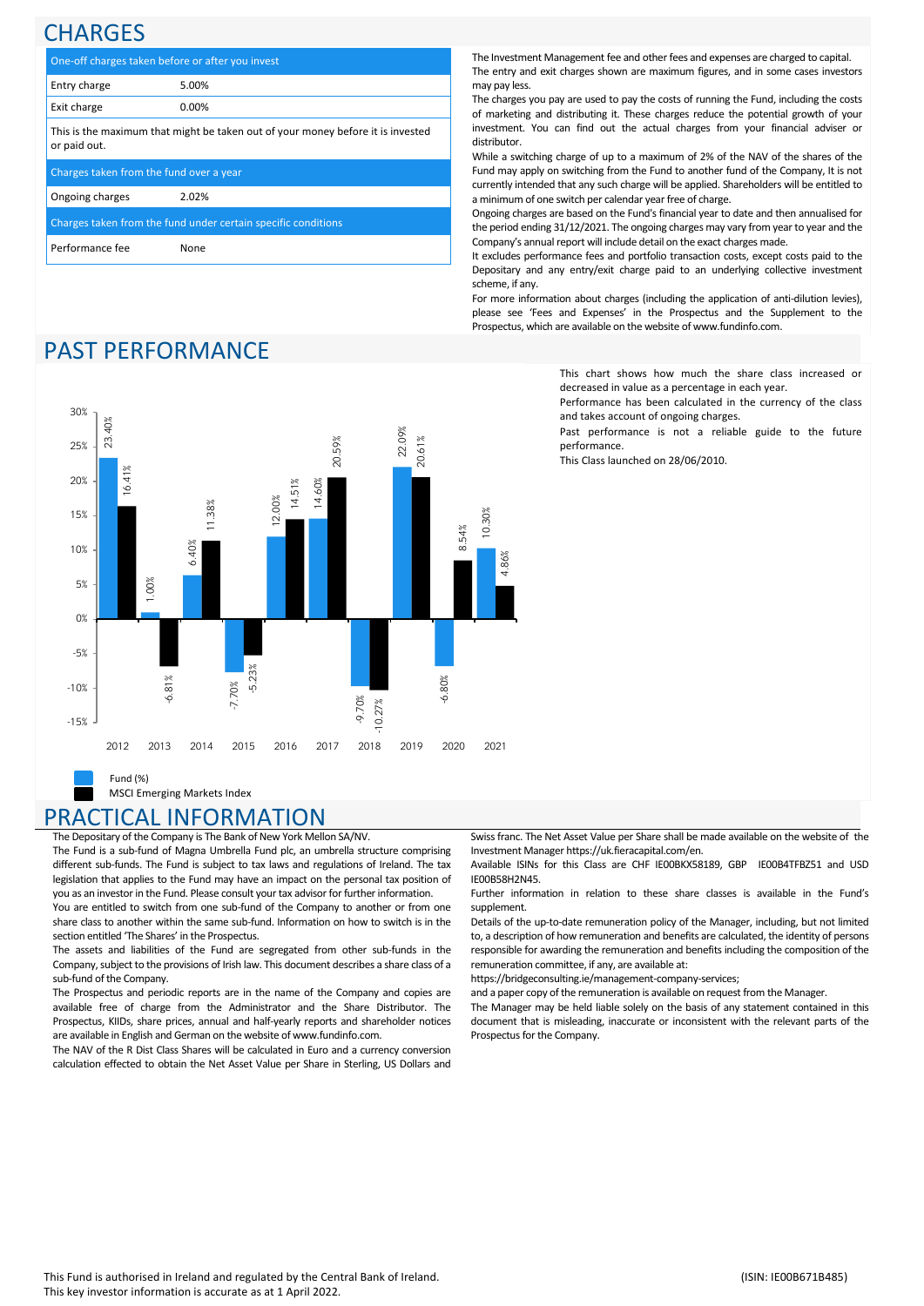# CHARGES

| One-off charges taken before or after you invest | |
|---|---|
| Entry charge | 5.00% |
| Exit charge | 0.00% |
| This is the maximum that might be taken out of your money before it is invested or paid out. | |
| **Charges taken from the fund over a year** | |
| Ongoing charges | 2.02% |
| **Charges taken from the fund under certain specific conditions** | |
| Performance fee | None |

The Investment Management fee and other fees and expenses are charged to capital.

The entry and exit charges shown are maximum figures, and in some cases investors may pay less.

The charges you pay are used to pay the costs of running the Fund, including the costs of marketing and distributing it. These charges reduce the potential growth of your investment. You can find out the actual charges from your financial adviser or distributor.

While a switching charge of up to a maximum of 2% of the NAV of the shares of the Fund may apply on switching from the Fund to another fund of the Company, It is not currently intended that any such charge will be applied. Shareholders will be entitled to a minimum of one switch per calendar year free of charge.

Ongoing charges are based on the Fund's financial year to date and then annualised for the period ending 31/12/2021. The ongoing charges may vary from year to year and the Company's annual report will include detail on the exact charges made.

It excludes performance fees and portfolio transaction costs, except costs paid to the Depositary and any entry/exit charge paid to an underlying collective investment scheme, if any.

For more information about charges (including the application of anti-dilution levies), please see 'Fees and Expenses' in the Prospectus and the Supplement to the Prospectus, which are available on the website of www.fundinfo.com.

# PAST PERFORMANCE

30%
25%
20%
15%
10%
5%
0%
-5%
-10%
-15%

2012: 23.40% / 16.41%
2013: 1.00% / -6.81%
2014: 6.40% / 11.38%
2015: -7.70% / -5.23%
2016: 12.00% / 14.51%
2017: 14.60% / 20.59%
2018: -9.70% / -10.27%
2019: 22.09% / 20.61%
2020: -6.80% / 8.54%
2021: 10.30% / 4.86%

Fund (%)
MSCI Emerging Markets Index

This chart shows how much the share class increased or decreased in value as a percentage in each year.

Performance has been calculated in the currency of the class and takes account of ongoing charges.

Past performance is not a reliable guide to the future performance.

This Class launched on 28/06/2010.

# PRACTICAL INFORMATION

The Depositary of the Company is The Bank of New York Mellon SA/NV.

The Fund is a sub-fund of Magna Umbrella Fund plc, an umbrella structure comprising different sub-funds. The Fund is subject to tax laws and regulations of Ireland. The tax legislation that applies to the Fund may have an impact on the personal tax position of you as an investor in the Fund. Please consult your tax advisor for further information.

You are entitled to switch from one sub-fund of the Company to another or from one share class to another within the same sub-fund. Information on how to switch is in the section entitled 'The Shares' in the Prospectus.

The assets and liabilities of the Fund are segregated from other sub-funds in the Company, subject to the provisions of Irish law. This document describes a share class of a sub-fund of the Company.

The Prospectus and periodic reports are in the name of the Company and copies are available free of charge from the Administrator and the Share Distributor. The Prospectus, KIIDs, share prices, annual and half-yearly reports and shareholder notices are available in English and German on the website of www.fundinfo.com.

The NAV of the R Dist Class Shares will be calculated in Euro and a currency conversion calculation effected to obtain the Net Asset Value per Share in Sterling, US Dollars and Swiss franc. The Net Asset Value per Share shall be made available on the website of the Investment Manager https://uk.fieracapital.com/en.

Available ISINs for this Class are CHF IE00BKX58189, GBP IE00B4TFBZ51 and USD IE00B58H2N45.

Further information in relation to these share classes is available in the Fund's supplement.

Details of the up-to-date remuneration policy of the Manager, including, but not limited to, a description of how remuneration and benefits are calculated, the identity of persons responsible for awarding the remuneration and benefits including the composition of the remuneration committee, if any, are available at:

https://bridgeconsulting.ie/management-company-services;

and a paper copy of the remuneration is available on request from the Manager.

The Manager may be held liable solely on the basis of any statement contained in this document that is misleading, inaccurate or inconsistent with the relevant parts of the Prospectus for the Company.

This Fund is authorised in Ireland and regulated by the Central Bank of Ireland. (ISIN: IE00B671B485)

This key investor information is accurate as at 1 April 2022.